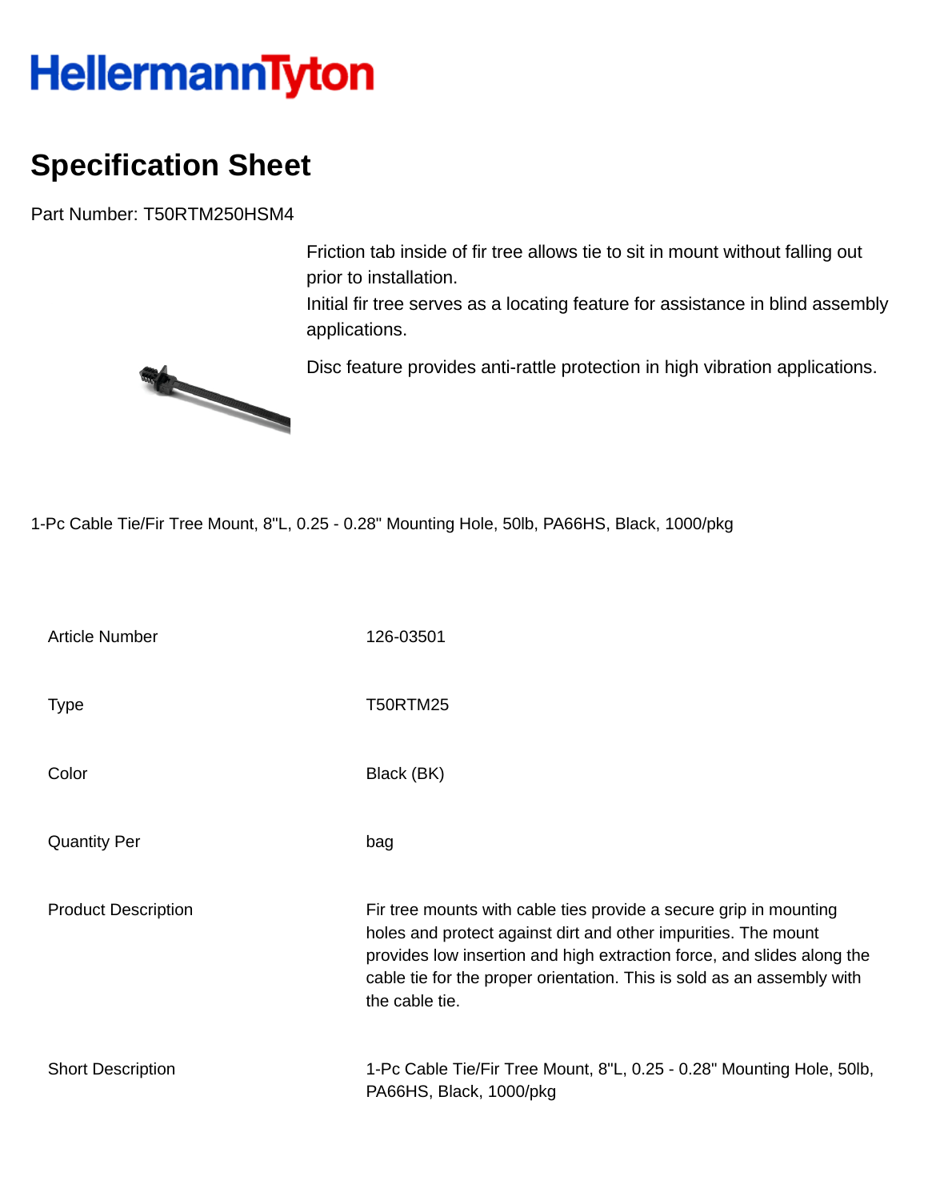# HellermannTyton

## Specification Sheet

Part Number: T50RTM250HSM4

Friction tab inside of fir tree allows tie to sit in mount without falling out prior to installation.
Initial fir tree serves as a locating feature for assistance in blind assembly applications.

Disc feature provides anti-rattle protection in high vibration applications.

1-Pc Cable Tie/Fir Tree Mount, 8"L, 0.25 - 0.28" Mounting Hole, 50lb, PA66HS, Black, 1000/pkg

| | |
|---|---|
| Article Number | 126-03501 |
| Type | T50RTM25 |
| Color | Black (BK) |
| Quantity Per | bag |
| Product Description | Fir tree mounts with cable ties provide a secure grip in mounting holes and protect against dirt and other impurities. The mount provides low insertion and high extraction force, and slides along the cable tie for the proper orientation. This is sold as an assembly with the cable tie. |
| Short Description | 1-Pc Cable Tie/Fir Tree Mount, 8"L, 0.25 - 0.28" Mounting Hole, 50lb, PA66HS, Black, 1000/pkg |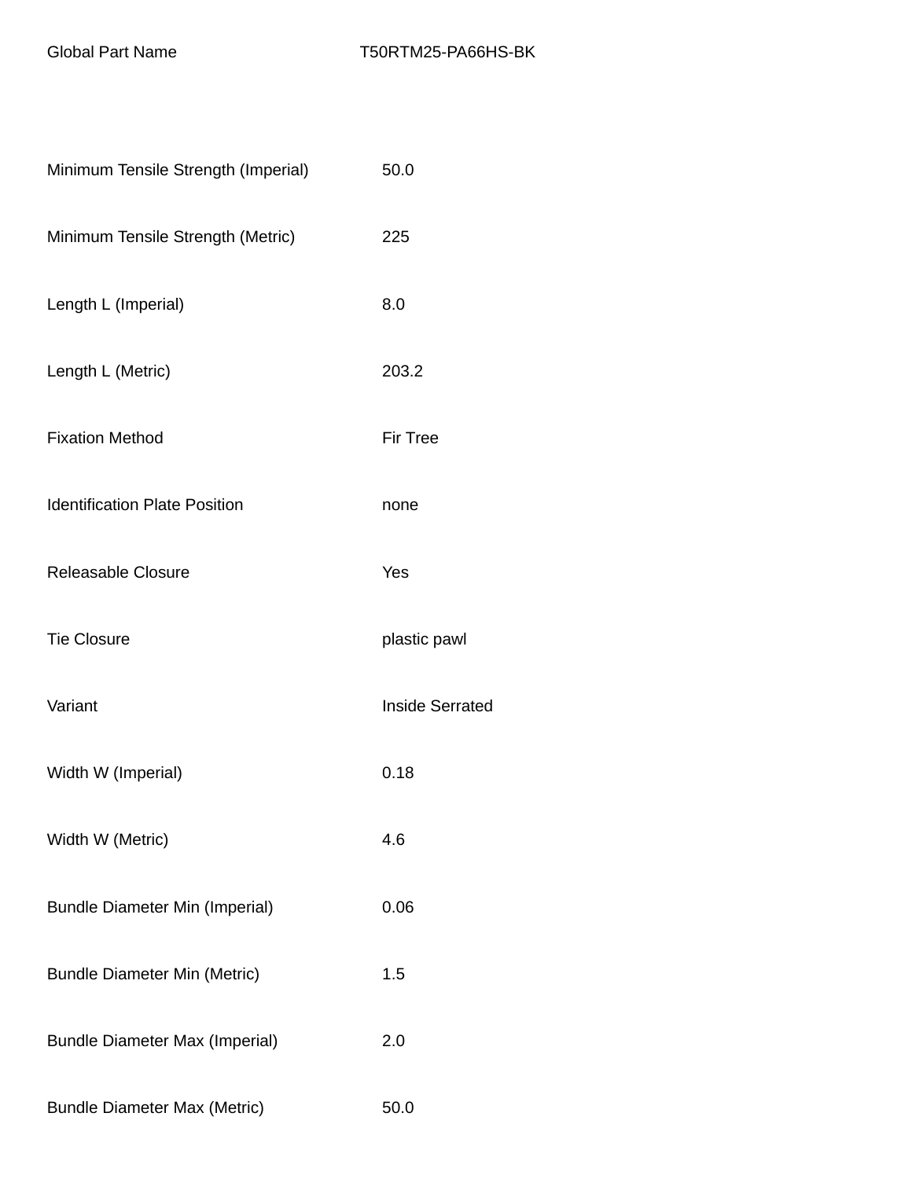| Global Part Name | T50RTM25-PA66HS-BK |
| --- | --- |
| Minimum Tensile Strength (Imperial) | 50.0 |
| Minimum Tensile Strength (Metric) | 225 |
| Length L (Imperial) | 8.0 |
| Length L (Metric) | 203.2 |
| Fixation Method | Fir Tree |
| Identification Plate Position | none |
| Releasable Closure | Yes |
| Tie Closure | plastic pawl |
| Variant | Inside Serrated |
| Width W (Imperial) | 0.18 |
| Width W (Metric) | 4.6 |
| Bundle Diameter Min (Imperial) | 0.06 |
| Bundle Diameter Min (Metric) | 1.5 |
| Bundle Diameter Max (Imperial) | 2.0 |
| Bundle Diameter Max (Metric) | 50.0 |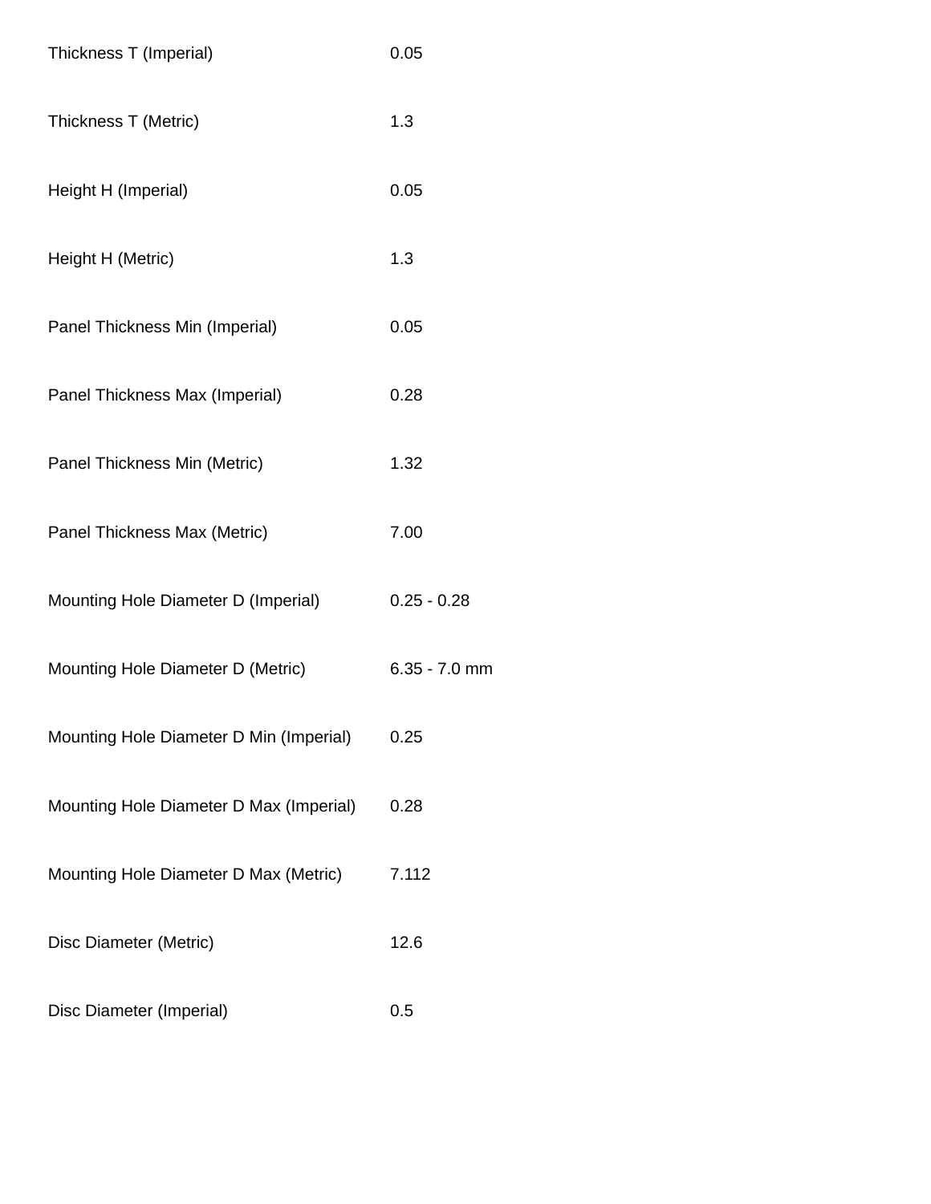| | |
|---|---|
| Thickness T (Imperial) | 0.05 |
| Thickness T (Metric) | 1.3 |
| Height H (Imperial) | 0.05 |
| Height H (Metric) | 1.3 |
| Panel Thickness Min (Imperial) | 0.05 |
| Panel Thickness Max (Imperial) | 0.28 |
| Panel Thickness Min (Metric) | 1.32 |
| Panel Thickness Max (Metric) | 7.00 |
| Mounting Hole Diameter D (Imperial) | 0.25 - 0.28 |
| Mounting Hole Diameter D (Metric) | 6.35 - 7.0 mm |
| Mounting Hole Diameter D Min (Imperial) | 0.25 |
| Mounting Hole Diameter D Max (Imperial) | 0.28 |
| Mounting Hole Diameter D Max (Metric) | 7.112 |
| Disc Diameter (Metric) | 12.6 |
| Disc Diameter (Imperial) | 0.5 |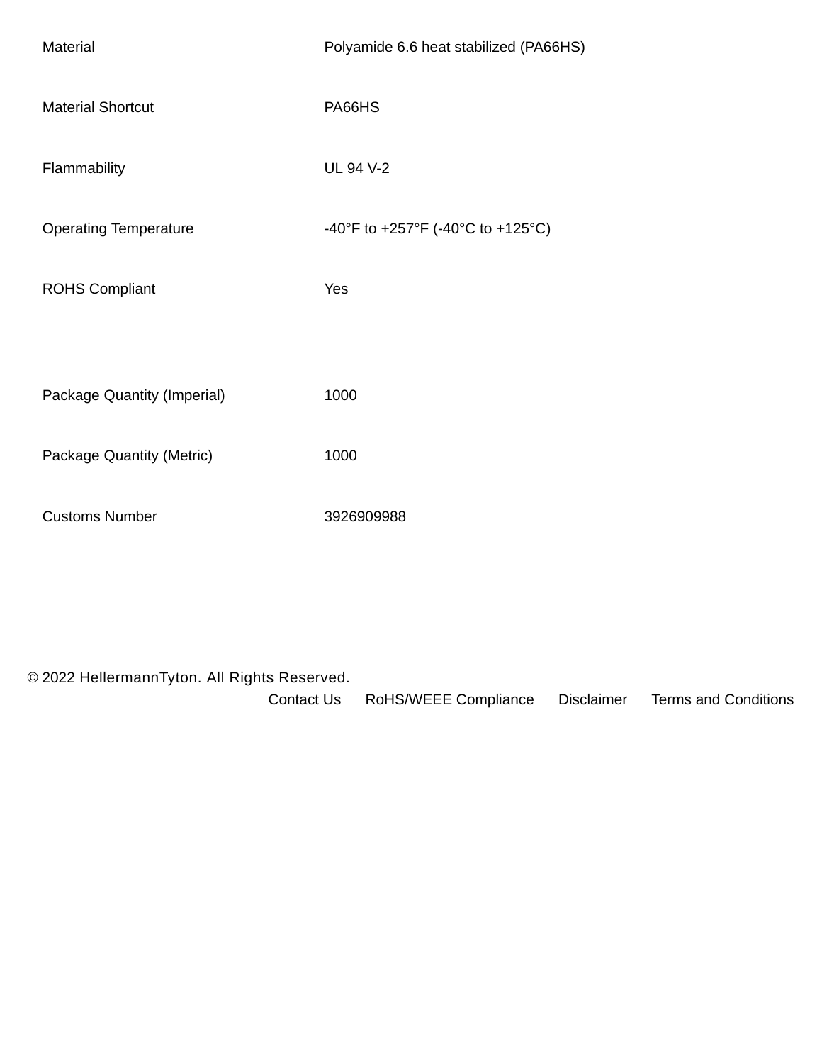| | |
|---|---|
| Material | Polyamide 6.6 heat stabilized (PA66HS) |
| Material Shortcut | PA66HS |
| Flammability | UL 94 V-2 |
| Operating Temperature | -40°F to +257°F (-40°C to +125°C) |
| ROHS Compliant | Yes |

| | |
|---|---|
| Package Quantity (Imperial) | 1000 |
| Package Quantity (Metric) | 1000 |
| Customs Number | 3926909988 |

© 2022 HellermannTyton. All Rights Reserved.

Contact Us RoHS/WEEE Compliance Disclaimer Terms and Conditions